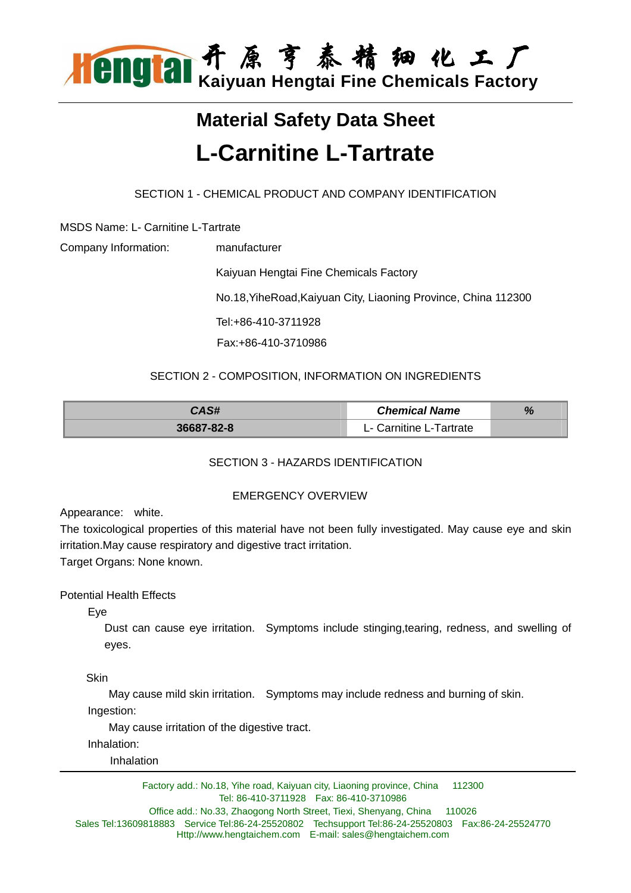# Material Safety Data Sheet

# L-Carnitine L-Tartrate

## SECTION 1 - CHEMICAL PRODUCT AND COMPANY IDENTIFICATION

MSDS Name: L- Carnitine L-Tartrate

Company Information: manufacturer

Kaiyuan Hengtai Fine Chemicals Factory

No.18,YiheRoad,Kaiyuan City, Liaoning Province, China 112300

Tel:+86-410-3711928

Fax:+86-410-3710986

## SECTION 2 - COMPOSITION, INFORMATION ON INGREDIENTS

| ***CAS#*** | ***Chemical Name*** | ***%*** |
|---|---|---|
| **36687-82-8** | L- Carnitine L-Tartrate | |

## SECTION 3 - HAZARDS IDENTIFICATION

### EMERGENCY OVERVIEW

Appearance: white.

The toxicological properties of this material have not been fully investigated. May cause eye and skin irritation.May cause respiratory and digestive tract irritation.

Target Organs: None known.

Potential Health Effects

Eye

Dust can cause eye irritation. Symptoms include stinging,tearing, redness, and swelling of eyes.

Skin

May cause mild skin irritation. Symptoms may include redness and burning of skin.

Ingestion:

May cause irritation of the digestive tract.

Inhalation:

Inhalation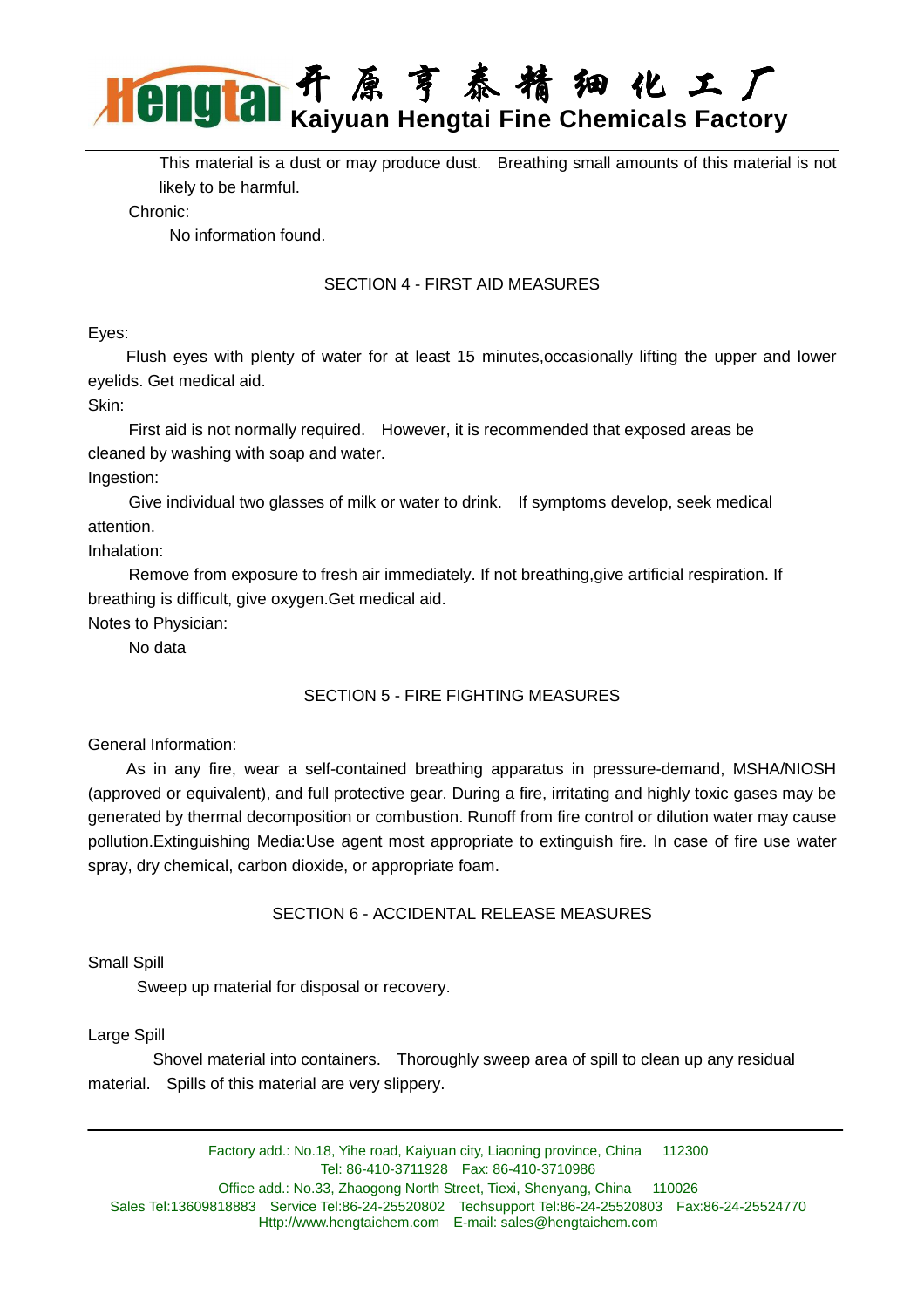This material is a dust or may produce dust. Breathing small amounts of this material is not likely to be harmful.

Chronic:

No information found.

## SECTION 4 - FIRST AID MEASURES

Eyes:

Flush eyes with plenty of water for at least 15 minutes,occasionally lifting the upper and lower eyelids. Get medical aid.

Skin:

First aid is not normally required. However, it is recommended that exposed areas be cleaned by washing with soap and water.

Ingestion:

Give individual two glasses of milk or water to drink. If symptoms develop, seek medical attention.

Inhalation:

Remove from exposure to fresh air immediately. If not breathing,give artificial respiration. If breathing is difficult, give oxygen.Get medical aid.

Notes to Physician:

No data

## SECTION 5 - FIRE FIGHTING MEASURES

General Information:

As in any fire, wear a self-contained breathing apparatus in pressure-demand, MSHA/NIOSH (approved or equivalent), and full protective gear. During a fire, irritating and highly toxic gases may be generated by thermal decomposition or combustion. Runoff from fire control or dilution water may cause pollution.Extinguishing Media:Use agent most appropriate to extinguish fire. In case of fire use water spray, dry chemical, carbon dioxide, or appropriate foam.

## SECTION 6 - ACCIDENTAL RELEASE MEASURES

Small Spill

Sweep up material for disposal or recovery.

Large Spill

Shovel material into containers. Thoroughly sweep area of spill to clean up any residual material. Spills of this material are very slippery.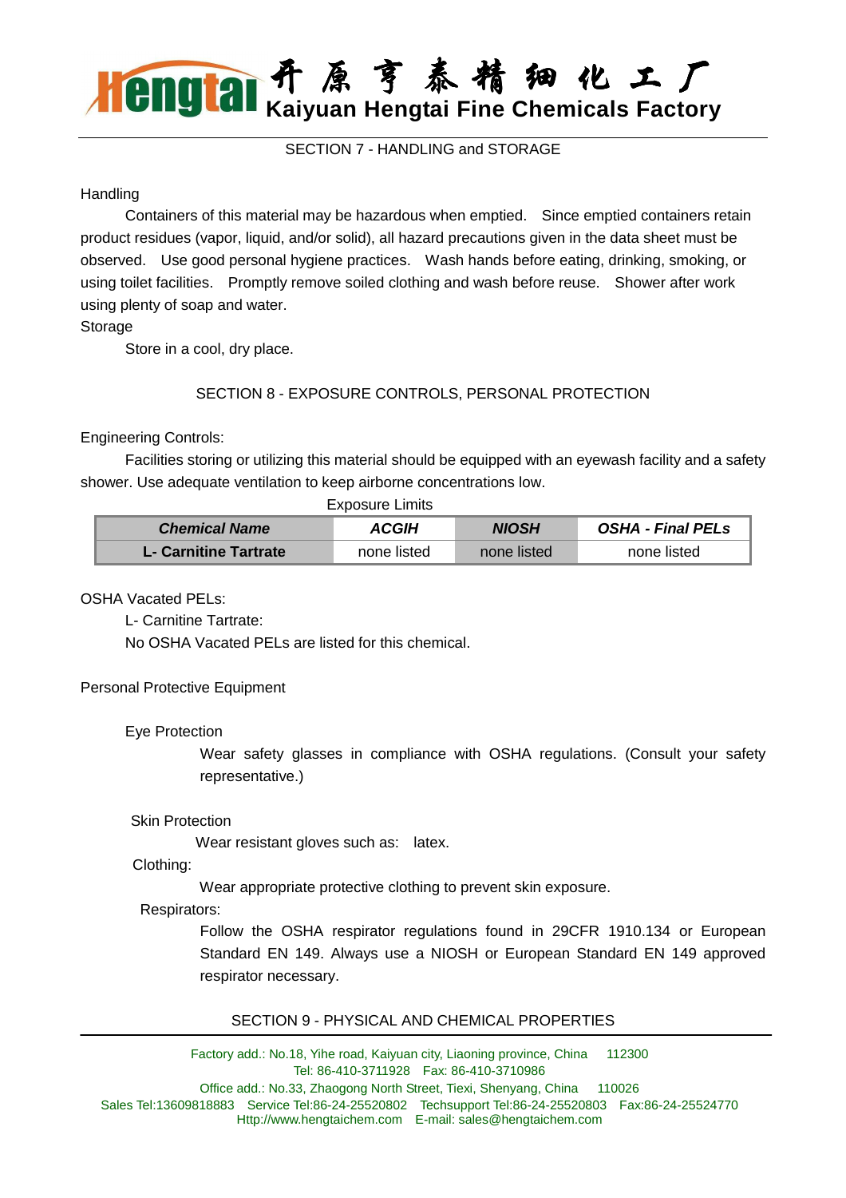## SECTION 7 - HANDLING and STORAGE

Handling

Containers of this material may be hazardous when emptied. Since emptied containers retain product residues (vapor, liquid, and/or solid), all hazard precautions given in the data sheet must be observed. Use good personal hygiene practices. Wash hands before eating, drinking, smoking, or using toilet facilities. Promptly remove soiled clothing and wash before reuse. Shower after work using plenty of soap and water.

Storage

Store in a cool, dry place.

## SECTION 8 - EXPOSURE CONTROLS, PERSONAL PROTECTION

Engineering Controls:

Facilities storing or utilizing this material should be equipped with an eyewash facility and a safety shower. Use adequate ventilation to keep airborne concentrations low.

Exposure Limits

| *Chemical Name* | *ACGIH* | *NIOSH* | *OSHA - Final PELs* |
|---|---|---|---|
| **L- Carnitine Tartrate** | none listed | none listed | none listed |

OSHA Vacated PELs:

L- Carnitine Tartrate:

No OSHA Vacated PELs are listed for this chemical.

Personal Protective Equipment

Eye Protection

Wear safety glasses in compliance with OSHA regulations. (Consult your safety representative.)

Skin Protection

Wear resistant gloves such as: latex.

Clothing:

Wear appropriate protective clothing to prevent skin exposure.

Respirators:

Follow the OSHA respirator regulations found in 29CFR 1910.134 or European Standard EN 149. Always use a NIOSH or European Standard EN 149 approved respirator necessary.

## SECTION 9 - PHYSICAL AND CHEMICAL PROPERTIES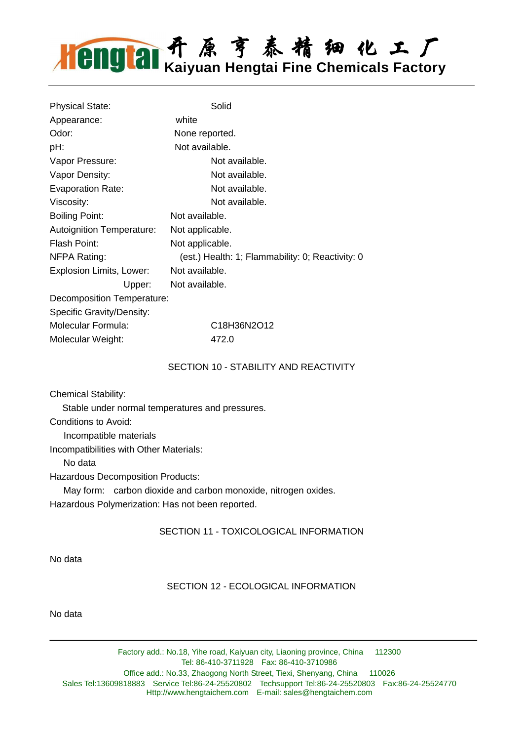| | |
|---|---|
| Physical State: | Solid |
| Appearance: | white |
| Odor: | None reported. |
| pH: | Not available. |
| Vapor Pressure: | Not available. |
| Vapor Density: | Not available. |
| Evaporation Rate: | Not available. |
| Viscosity: | Not available. |
| Boiling Point: | Not available. |
| Autoignition Temperature: | Not applicable. |
| Flash Point: | Not applicable. |
| NFPA Rating: | (est.) Health: 1; Flammability: 0; Reactivity: 0 |
| Explosion Limits, Lower: | Not available. |
| Upper: | Not available. |
| Decomposition Temperature: | |
| Specific Gravity/Density: | |
| Molecular Formula: | $C_{18}H_{36}N_2O_{12}$ |
| Molecular Weight: | 472.0 |

## SECTION 10 - STABILITY AND REACTIVITY

Chemical Stability:

Stable under normal temperatures and pressures.

Conditions to Avoid:

Incompatible materials

Incompatibilities with Other Materials:

No data

Hazardous Decomposition Products:

May form: carbon dioxide and carbon monoxide, nitrogen oxides.

Hazardous Polymerization: Has not been reported.

## SECTION 11 - TOXICOLOGICAL INFORMATION

No data

## SECTION 12 - ECOLOGICAL INFORMATION

No data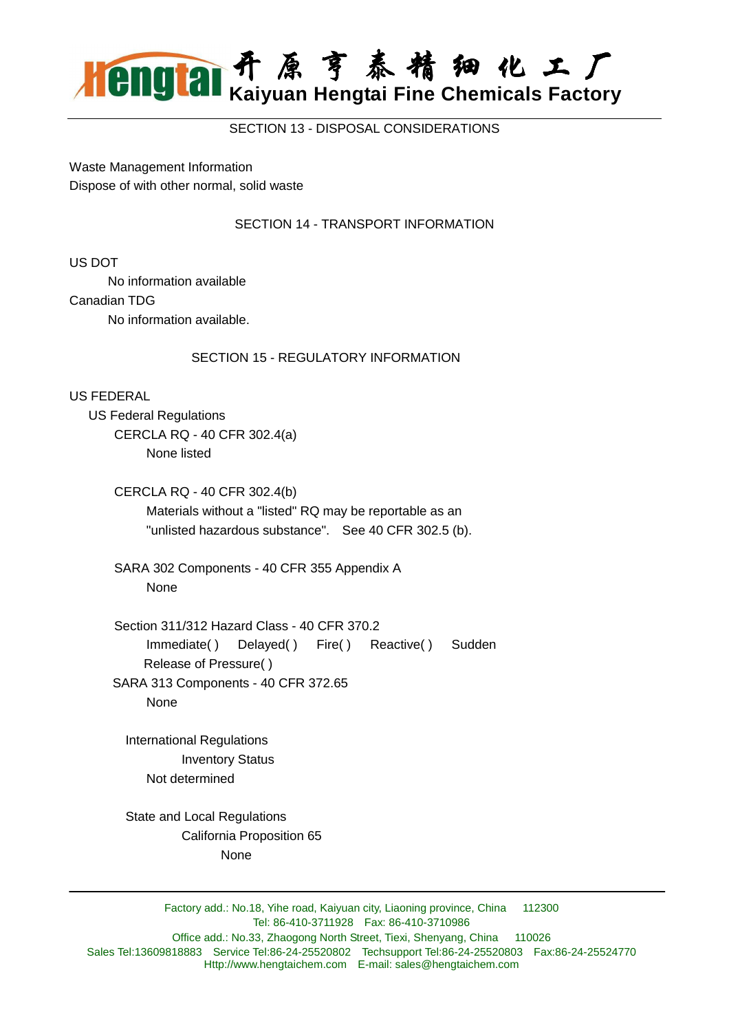## SECTION 13 - DISPOSAL CONSIDERATIONS

Waste Management Information

Dispose of with other normal, solid waste

## SECTION 14 - TRANSPORT INFORMATION

US DOT

No information available

Canadian TDG

No information available.

## SECTION 15 - REGULATORY INFORMATION

US FEDERAL

US Federal Regulations

CERCLA RQ - 40 CFR 302.4(a)

None listed

CERCLA RQ - 40 CFR 302.4(b)

Materials without a "listed" RQ may be reportable as an "unlisted hazardous substance". See 40 CFR 302.5 (b).

SARA 302 Components - 40 CFR 355 Appendix A

None

Section 311/312 Hazard Class - 40 CFR 370.2

Immediate( ) Delayed( ) Fire( ) Reactive( ) Sudden Release of Pressure( )

SARA 313 Components - 40 CFR 372.65

None

International Regulations

Inventory Status

Not determined

State and Local Regulations

California Proposition 65

None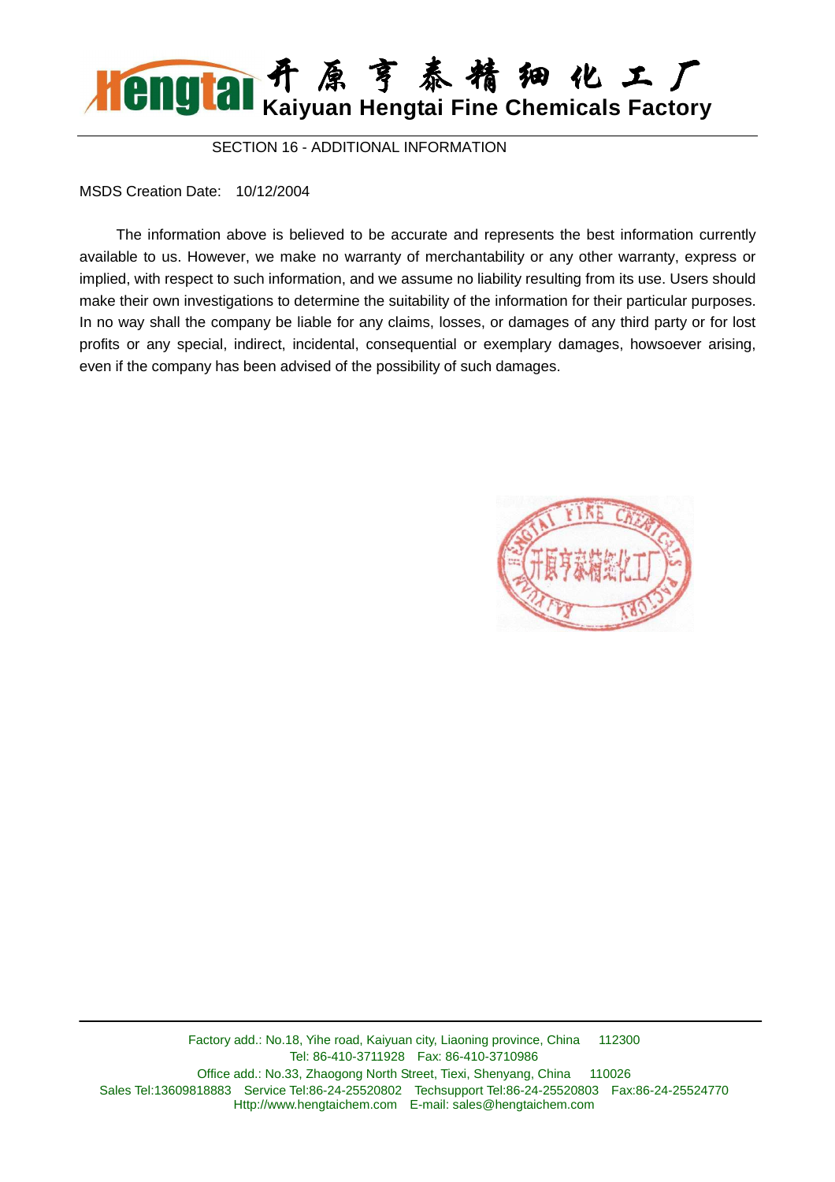## SECTION 16 - ADDITIONAL INFORMATION

MSDS Creation Date: 10/12/2004

The information above is believed to be accurate and represents the best information currently available to us. However, we make no warranty of merchantability or any other warranty, express or implied, with respect to such information, and we assume no liability resulting from its use. Users should make their own investigations to determine the suitability of the information for their particular purposes. In no way shall the company be liable for any claims, losses, or damages of any third party or for lost profits or any special, indirect, incidental, consequential or exemplary damages, howsoever arising, even if the company has been advised of the possibility of such damages.